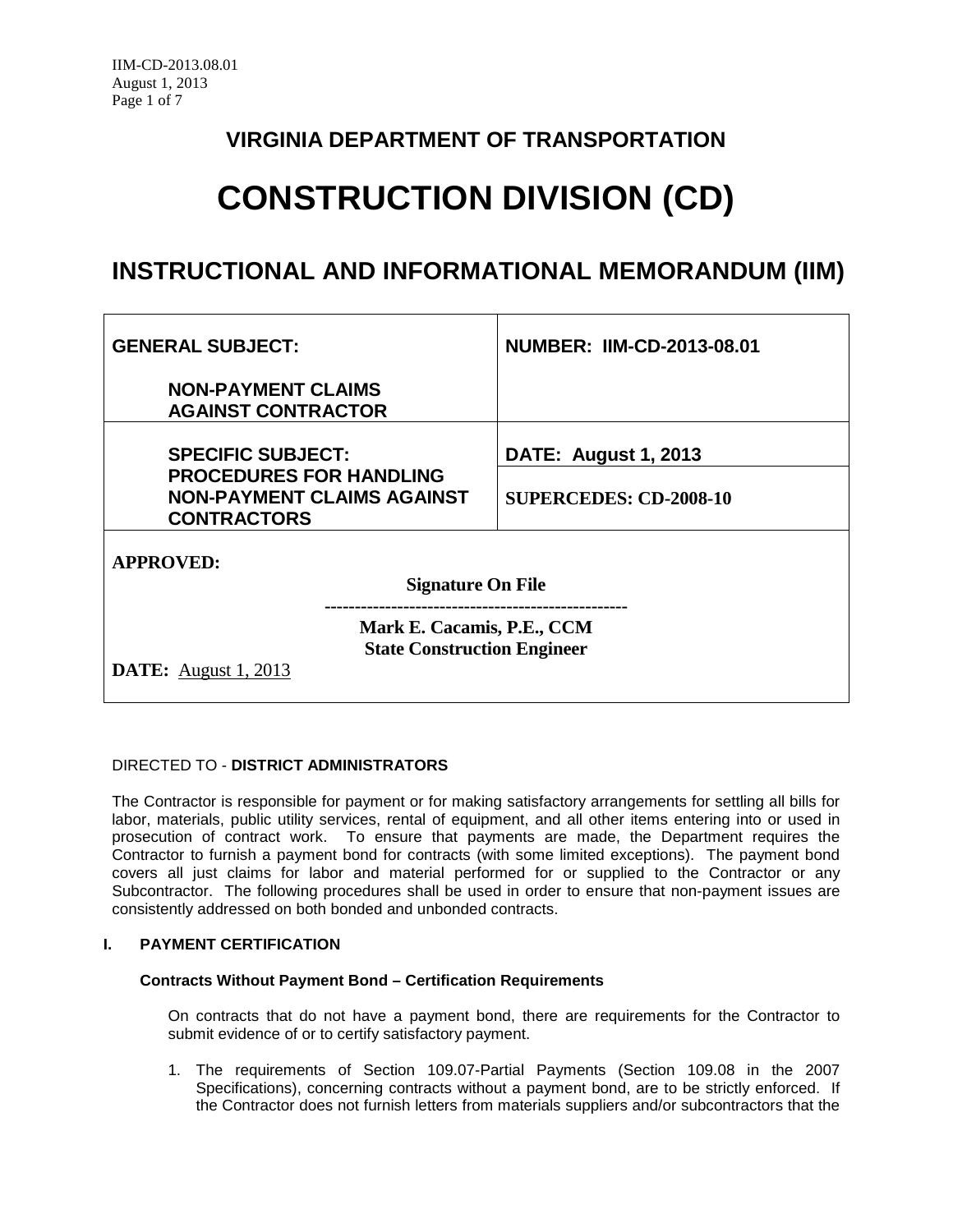# VIRGINIA DEPARTMENT OF TRANSPORTATION

# CONSTRUCTION DIVISION (CD)

## INSTRUCTIONAL AND INFORMATIONAL MEMORANDUM (IIM)

| **GENERAL SUBJECT:**<br><br>**NON-PAYMENT CLAIMS AGAINST CONTRACTOR** | **NUMBER: IIM-CD-2013-08.01** |
|---|---|
| **SPECIFIC SUBJECT:**<br>**PROCEDURES FOR HANDLING NON-PAYMENT CLAIMS AGAINST CONTRACTORS** | **DATE: August 1, 2013**<br><br>**SUPERCEDES: CD-2008-10** |

**APPROVED:**

**Signature On File**

**Mark E. Cacamis, P.E., CCM**
**State Construction Engineer**

**DATE:** August 1, 2013

DIRECTED TO - **DISTRICT ADMINISTRATORS**

The Contractor is responsible for payment or for making satisfactory arrangements for settling all bills for labor, materials, public utility services, rental of equipment, and all other items entering into or used in prosecution of contract work. To ensure that payments are made, the Department requires the Contractor to furnish a payment bond for contracts (with some limited exceptions). The payment bond covers all just claims for labor and material performed for or supplied to the Contractor or any Subcontractor. The following procedures shall be used in order to ensure that non-payment issues are consistently addressed on both bonded and unbonded contracts.

### I. PAYMENT CERTIFICATION

#### Contracts Without Payment Bond – Certification Requirements

On contracts that do not have a payment bond, there are requirements for the Contractor to submit evidence of or to certify satisfactory payment.

1. The requirements of Section 109.07-Partial Payments (Section 109.08 in the 2007 Specifications), concerning contracts without a payment bond, are to be strictly enforced. If the Contractor does not furnish letters from materials suppliers and/or subcontractors that the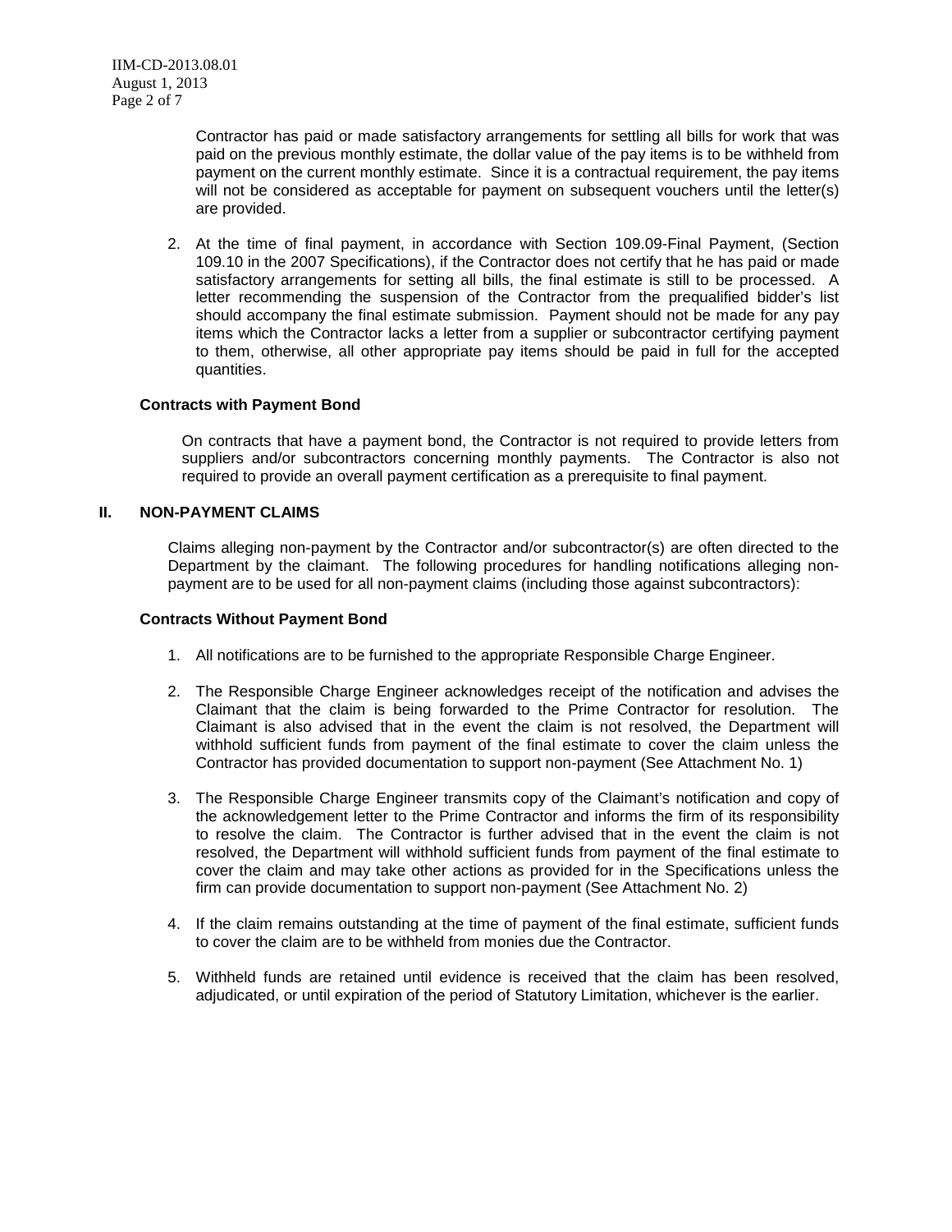Contractor has paid or made satisfactory arrangements for settling all bills for work that was paid on the previous monthly estimate, the dollar value of the pay items is to be withheld from payment on the current monthly estimate. Since it is a contractual requirement, the pay items will not be considered as acceptable for payment on subsequent vouchers until the letter(s) are provided.

2. At the time of final payment, in accordance with Section 109.09-Final Payment, (Section 109.10 in the 2007 Specifications), if the Contractor does not certify that he has paid or made satisfactory arrangements for setting all bills, the final estimate is still to be processed. A letter recommending the suspension of the Contractor from the prequalified bidder's list should accompany the final estimate submission. Payment should not be made for any pay items which the Contractor lacks a letter from a supplier or subcontractor certifying payment to them, otherwise, all other appropriate pay items should be paid in full for the accepted quantities.

**Contracts with Payment Bond**

On contracts that have a payment bond, the Contractor is not required to provide letters from suppliers and/or subcontractors concerning monthly payments. The Contractor is also not required to provide an overall payment certification as a prerequisite to final payment.

## II. NON-PAYMENT CLAIMS

Claims alleging non-payment by the Contractor and/or subcontractor(s) are often directed to the Department by the claimant. The following procedures for handling notifications alleging non-payment are to be used for all non-payment claims (including those against subcontractors):

**Contracts Without Payment Bond**

1. All notifications are to be furnished to the appropriate Responsible Charge Engineer.

2. The Responsible Charge Engineer acknowledges receipt of the notification and advises the Claimant that the claim is being forwarded to the Prime Contractor for resolution. The Claimant is also advised that in the event the claim is not resolved, the Department will withhold sufficient funds from payment of the final estimate to cover the claim unless the Contractor has provided documentation to support non-payment (See Attachment No. 1)

3. The Responsible Charge Engineer transmits copy of the Claimant's notification and copy of the acknowledgement letter to the Prime Contractor and informs the firm of its responsibility to resolve the claim. The Contractor is further advised that in the event the claim is not resolved, the Department will withhold sufficient funds from payment of the final estimate to cover the claim and may take other actions as provided for in the Specifications unless the firm can provide documentation to support non-payment (See Attachment No. 2)

4. If the claim remains outstanding at the time of payment of the final estimate, sufficient funds to cover the claim are to be withheld from monies due the Contractor.

5. Withheld funds are retained until evidence is received that the claim has been resolved, adjudicated, or until expiration of the period of Statutory Limitation, whichever is the earlier.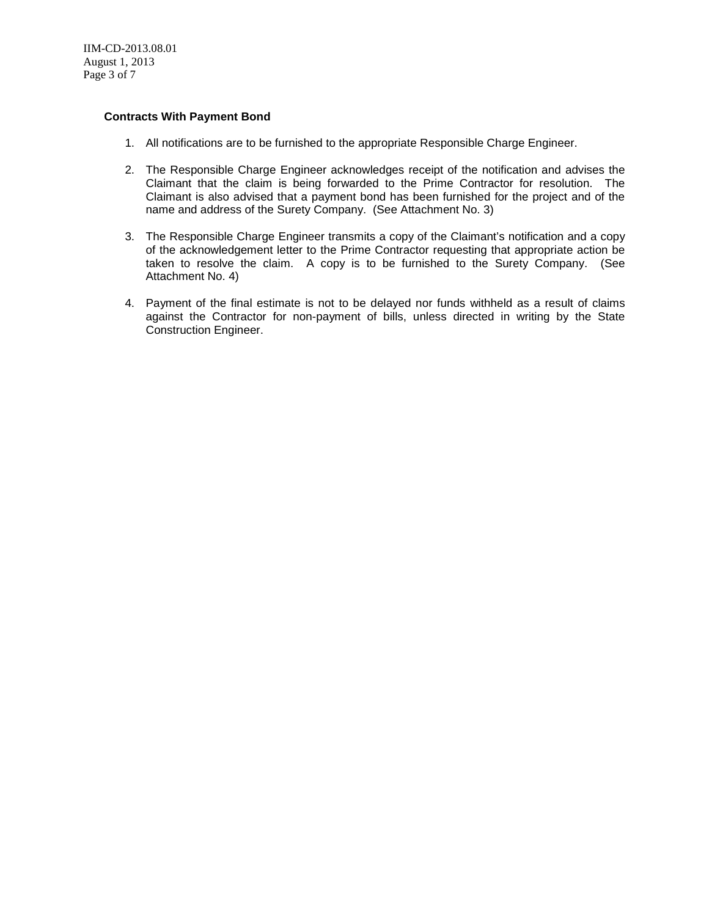**Contracts With Payment Bond**

1. All notifications are to be furnished to the appropriate Responsible Charge Engineer.

2. The Responsible Charge Engineer acknowledges receipt of the notification and advises the Claimant that the claim is being forwarded to the Prime Contractor for resolution. The Claimant is also advised that a payment bond has been furnished for the project and of the name and address of the Surety Company. (See Attachment No. 3)

3. The Responsible Charge Engineer transmits a copy of the Claimant's notification and a copy of the acknowledgement letter to the Prime Contractor requesting that appropriate action be taken to resolve the claim. A copy is to be furnished to the Surety Company. (See Attachment No. 4)

4. Payment of the final estimate is not to be delayed nor funds withheld as a result of claims against the Contractor for non-payment of bills, unless directed in writing by the State Construction Engineer.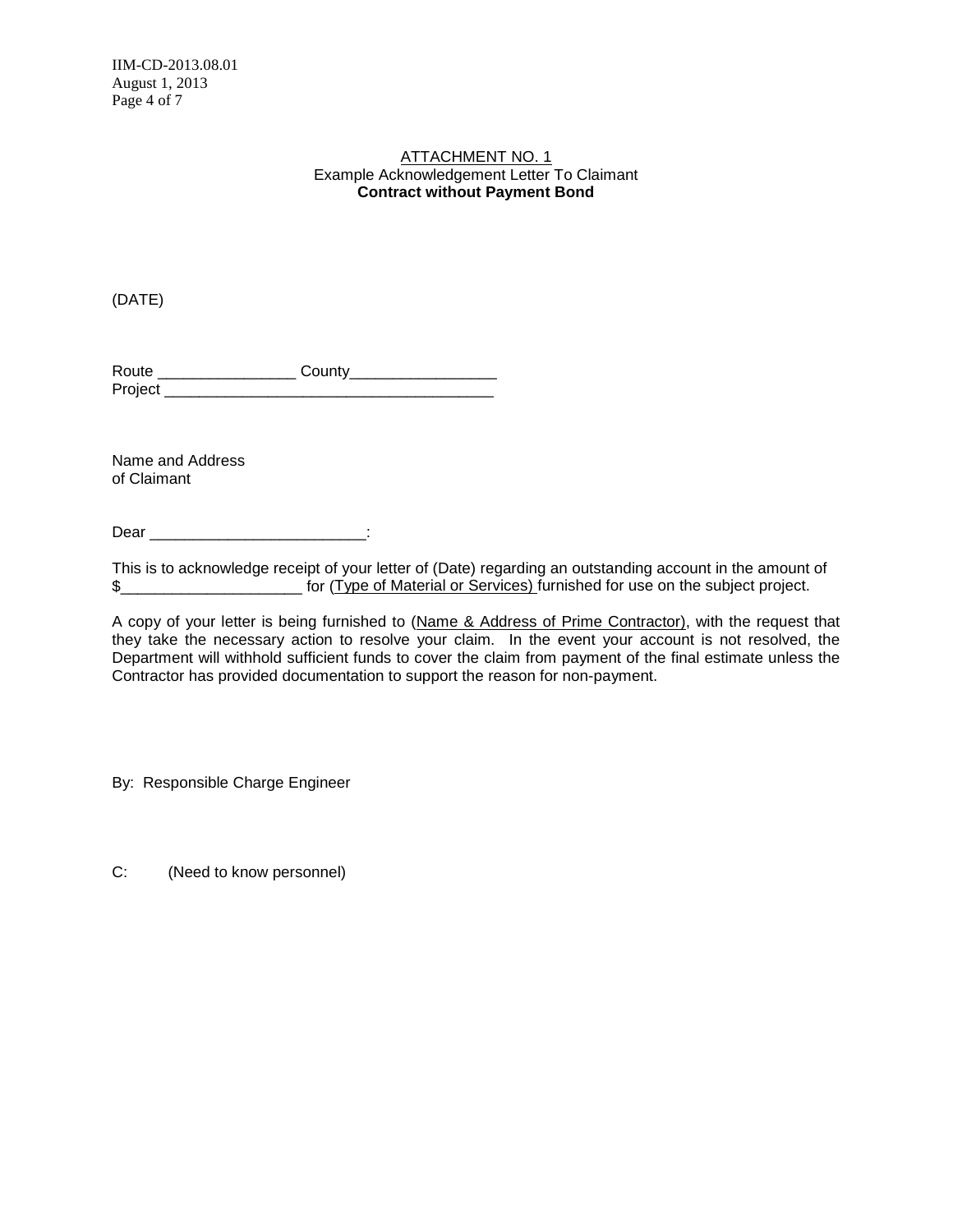ATTACHMENT NO. 1

Example Acknowledgement Letter To Claimant

**Contract without Payment Bond**

(DATE)

Route ________________ County_________________
Project ______________________________________

Name and Address
of Claimant

Dear _________________________:

This is to acknowledge receipt of your letter of (Date) regarding an outstanding account in the amount of $_____________________ for (Type of Material or Services) furnished for use on the subject project.

A copy of your letter is being furnished to (Name & Address of Prime Contractor), with the request that they take the necessary action to resolve your claim. In the event your account is not resolved, the Department will withhold sufficient funds to cover the claim from payment of the final estimate unless the Contractor has provided documentation to support the reason for non-payment.

By: Responsible Charge Engineer

C: (Need to know personnel)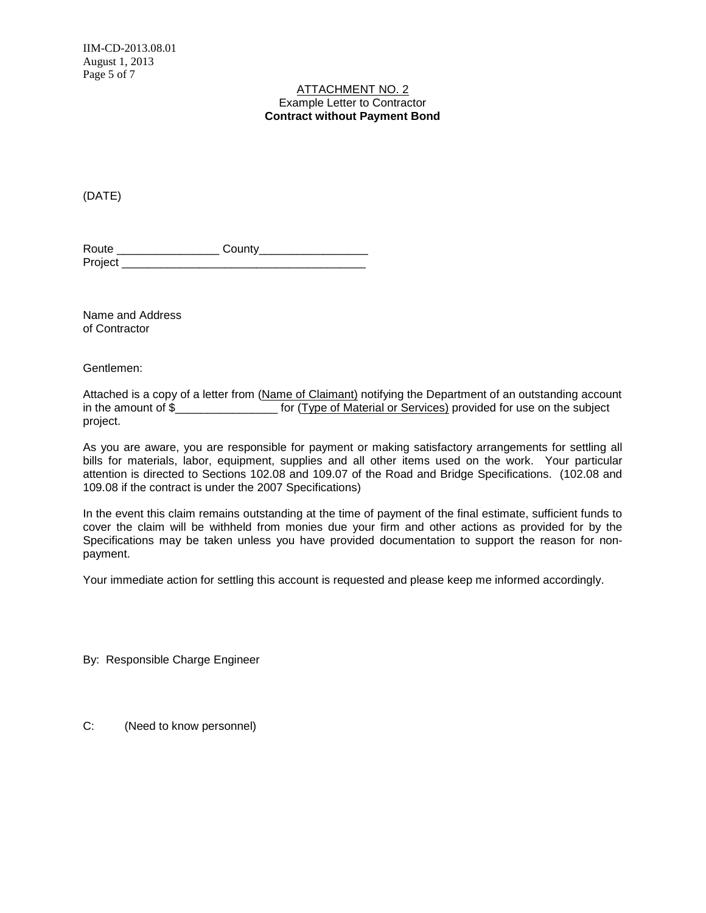ATTACHMENT NO. 2

Example Letter to Contractor

**Contract without Payment Bond**

(DATE)

Route ________________ County_________________

Project _______________________________________

Name and Address
of Contractor

Gentlemen:

Attached is a copy of a letter from (Name of Claimant) notifying the Department of an outstanding account in the amount of $________________ for (Type of Material or Services) provided for use on the subject project.

As you are aware, you are responsible for payment or making satisfactory arrangements for settling all bills for materials, labor, equipment, supplies and all other items used on the work. Your particular attention is directed to Sections 102.08 and 109.07 of the Road and Bridge Specifications. (102.08 and 109.08 if the contract is under the 2007 Specifications)

In the event this claim remains outstanding at the time of payment of the final estimate, sufficient funds to cover the claim will be withheld from monies due your firm and other actions as provided for by the Specifications may be taken unless you have provided documentation to support the reason for non-payment.

Your immediate action for settling this account is requested and please keep me informed accordingly.

By: Responsible Charge Engineer

C: (Need to know personnel)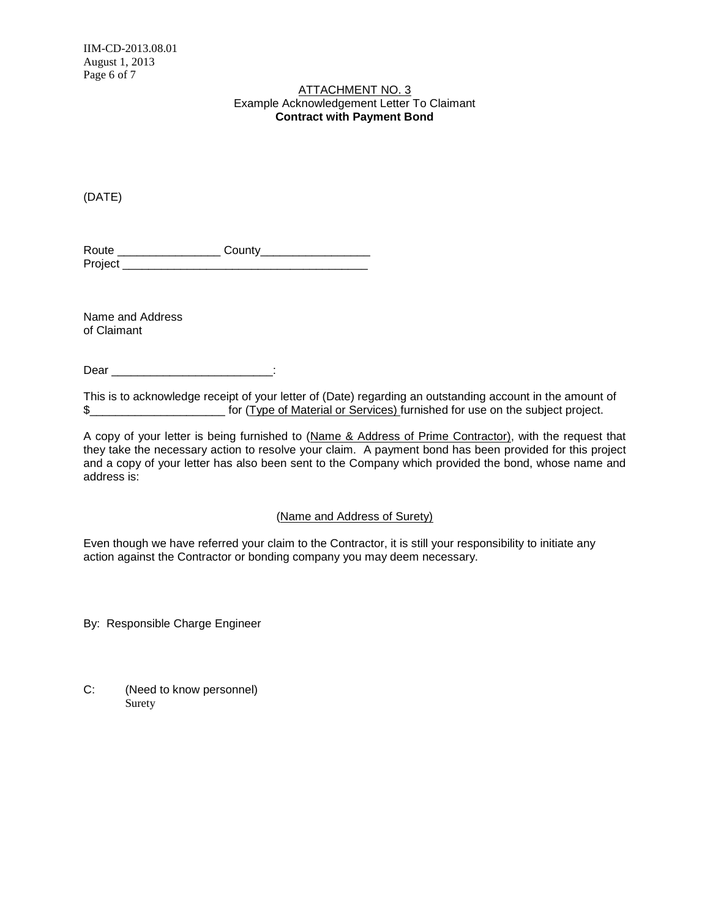ATTACHMENT NO. 3

Example Acknowledgement Letter To Claimant

**Contract with Payment Bond**

(DATE)

Route ________________ County_________________
Project _______________________________________

Name and Address
of Claimant

Dear _________________________:

This is to acknowledge receipt of your letter of (Date) regarding an outstanding account in the amount of $_____________________ for (Type of Material or Services) furnished for use on the subject project.

A copy of your letter is being furnished to (Name & Address of Prime Contractor), with the request that they take the necessary action to resolve your claim. A payment bond has been provided for this project and a copy of your letter has also been sent to the Company which provided the bond, whose name and address is:

(Name and Address of Surety)

Even though we have referred your claim to the Contractor, it is still your responsibility to initiate any action against the Contractor or bonding company you may deem necessary.

By: Responsible Charge Engineer

C: (Need to know personnel)
Surety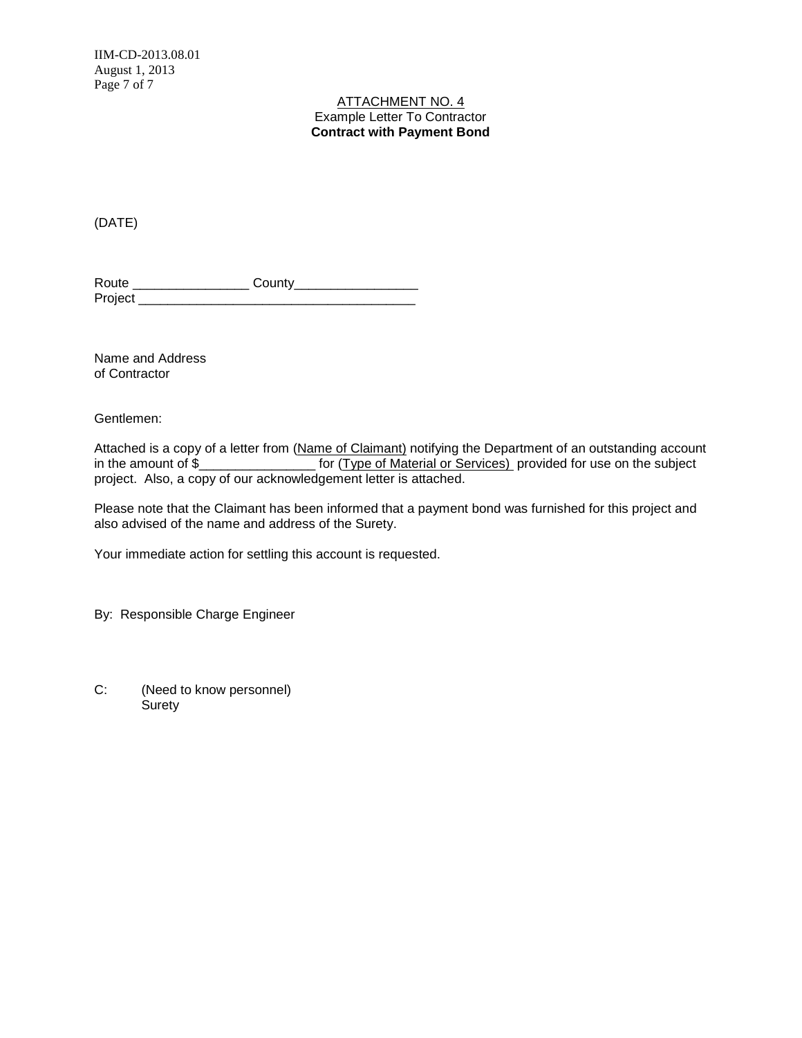ATTACHMENT NO. 4

Example Letter To Contractor

**Contract with Payment Bond**

(DATE)

Route ________________ County_________________
Project ________________________________________

Name and Address
of Contractor

Gentlemen:

Attached is a copy of a letter from (Name of Claimant) notifying the Department of an outstanding account in the amount of $________________ for (Type of Material or Services) provided for use on the subject project. Also, a copy of our acknowledgement letter is attached.

Please note that the Claimant has been informed that a payment bond was furnished for this project and also advised of the name and address of the Surety.

Your immediate action for settling this account is requested.

By: Responsible Charge Engineer

C: (Need to know personnel)
Surety